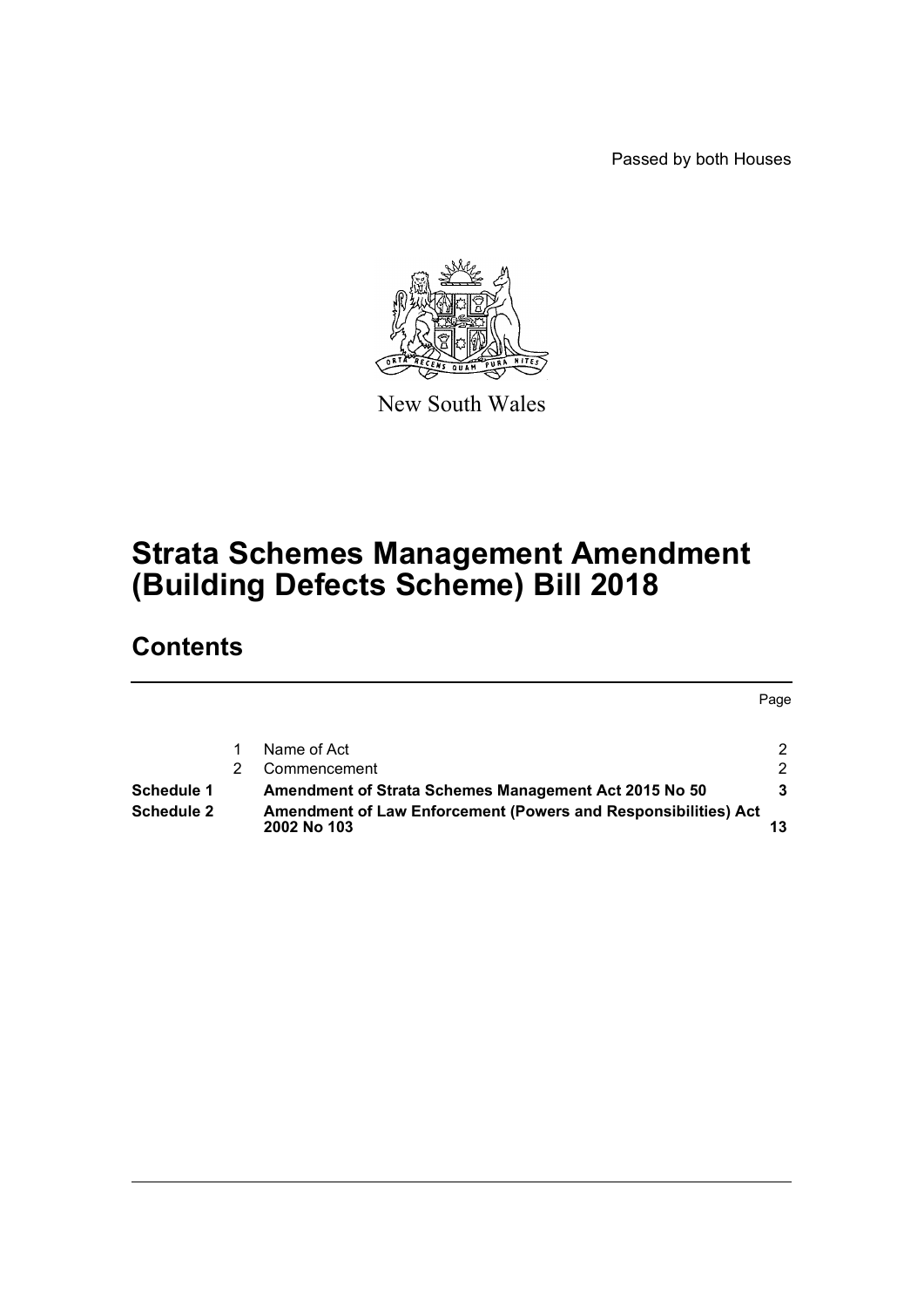Passed by both Houses

New South Wales

# Strata Schemes Management Amendment (Building Defects Scheme) Bill 2018

## Contents

| | | | Page |
|---|---|---|---|
| | 1 | Name of Act | 2 |
| | 2 | Commencement | 2 |
| **Schedule 1** | | **Amendment of Strata Schemes Management Act 2015 No 50** | **3** |
| **Schedule 2** | | **Amendment of Law Enforcement (Powers and Responsibilities) Act 2002 No 103** | **13** |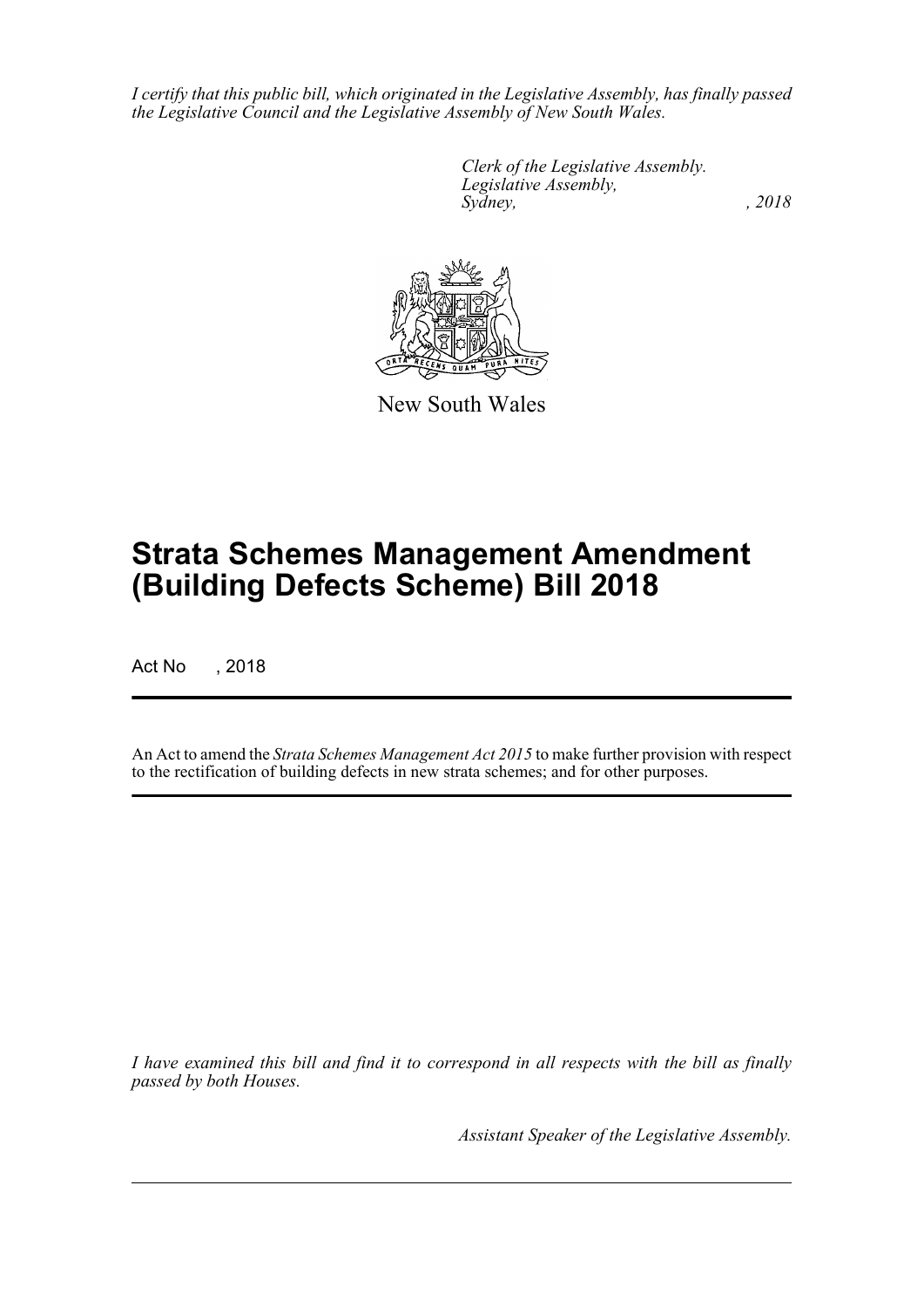*I certify that this public bill, which originated in the Legislative Assembly, has finally passed the Legislative Council and the Legislative Assembly of New South Wales.*

*Clerk of the Legislative Assembly.*
*Legislative Assembly,*
*Sydney, , 2018*

New South Wales

# Strata Schemes Management Amendment (Building Defects Scheme) Bill 2018

Act No , 2018

An Act to amend the *Strata Schemes Management Act 2015* to make further provision with respect to the rectification of building defects in new strata schemes; and for other purposes.

*I have examined this bill and find it to correspond in all respects with the bill as finally passed by both Houses.*

*Assistant Speaker of the Legislative Assembly.*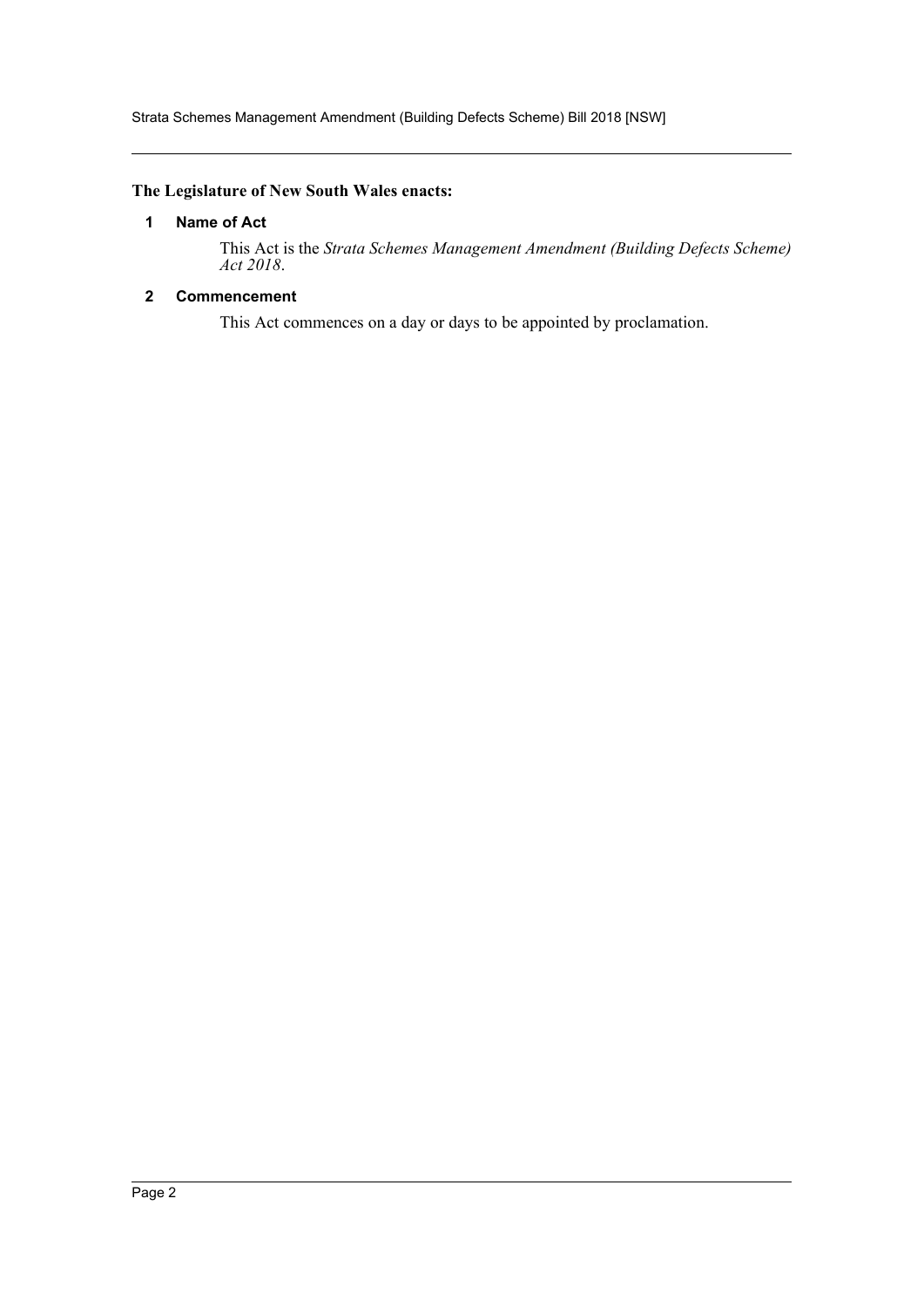**The Legislature of New South Wales enacts:**

### 1 Name of Act

This Act is the *Strata Schemes Management Amendment (Building Defects Scheme) Act 2018*.

### 2 Commencement

This Act commences on a day or days to be appointed by proclamation.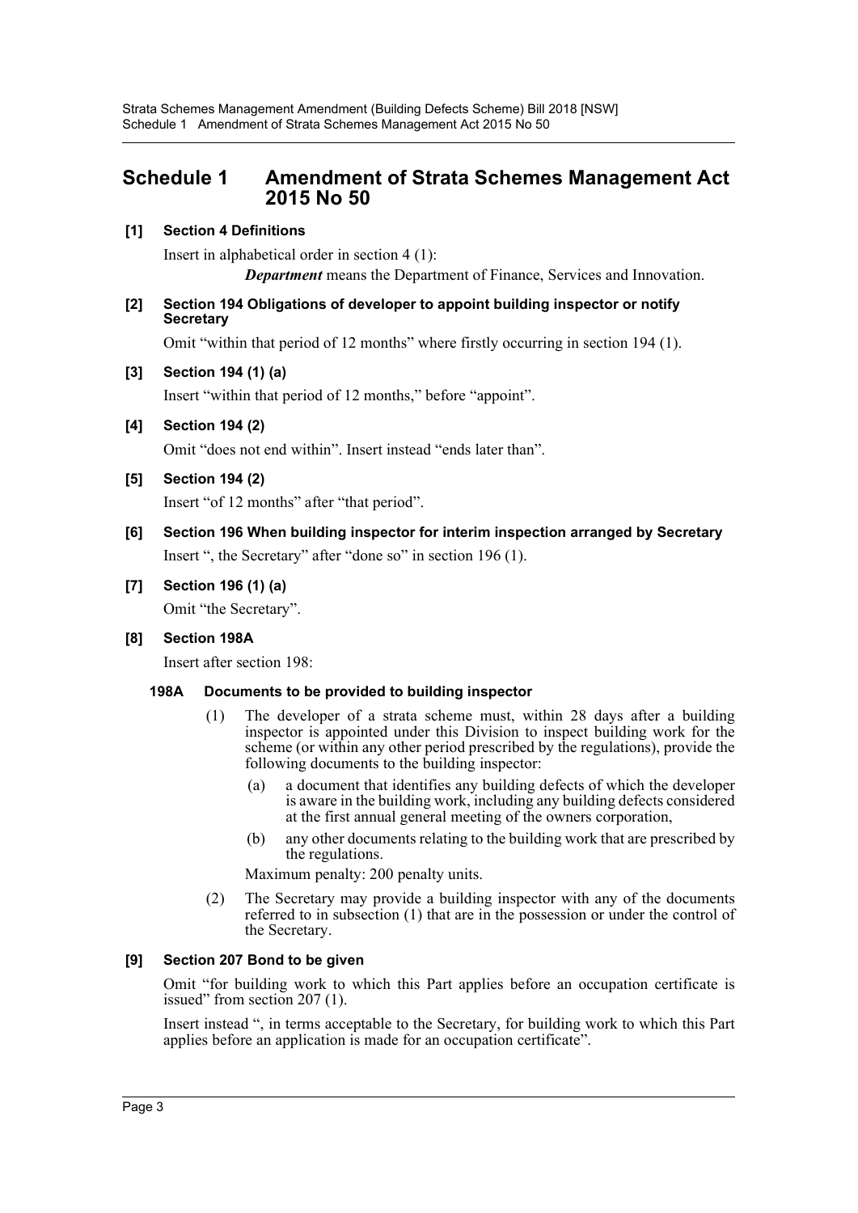## Schedule 1 Amendment of Strata Schemes Management Act 2015 No 50

### [1] Section 4 Definitions

Insert in alphabetical order in section 4 (1):

> ***Department*** means the Department of Finance, Services and Innovation.

### [2] Section 194 Obligations of developer to appoint building inspector or notify Secretary

Omit "within that period of 12 months" where firstly occurring in section 194 (1).

### [3] Section 194 (1) (a)

Insert "within that period of 12 months," before "appoint".

### [4] Section 194 (2)

Omit "does not end within". Insert instead "ends later than".

### [5] Section 194 (2)

Insert "of 12 months" after "that period".

### [6] Section 196 When building inspector for interim inspection arranged by Secretary

Insert ", the Secretary" after "done so" in section 196 (1).

### [7] Section 196 (1) (a)

Omit "the Secretary".

### [8] Section 198A

Insert after section 198:

#### 198A Documents to be provided to building inspector

(1) The developer of a strata scheme must, within 28 days after a building inspector is appointed under this Division to inspect building work for the scheme (or within any other period prescribed by the regulations), provide the following documents to the building inspector:

  (a) a document that identifies any building defects of which the developer is aware in the building work, including any building defects considered at the first annual general meeting of the owners corporation,

  (b) any other documents relating to the building work that are prescribed by the regulations.

Maximum penalty: 200 penalty units.

(2) The Secretary may provide a building inspector with any of the documents referred to in subsection (1) that are in the possession or under the control of the Secretary.

### [9] Section 207 Bond to be given

Omit "for building work to which this Part applies before an occupation certificate is issued" from section 207 (1).

Insert instead ", in terms acceptable to the Secretary, for building work to which this Part applies before an application is made for an occupation certificate".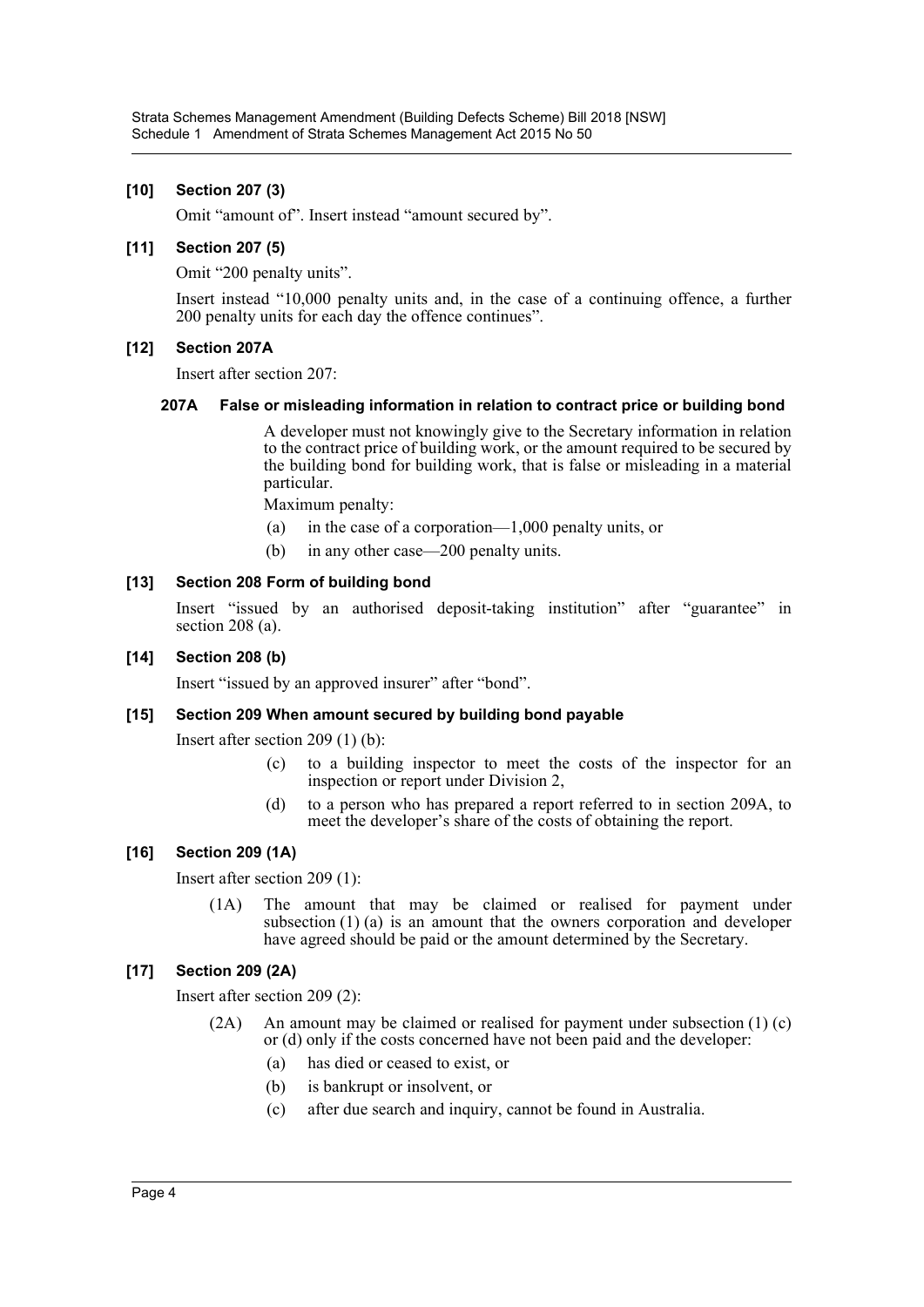**[10] Section 207 (3)**

Omit "amount of". Insert instead "amount secured by".

**[11] Section 207 (5)**

Omit "200 penalty units".

Insert instead "10,000 penalty units and, in the case of a continuing offence, a further 200 penalty units for each day the offence continues".

**[12] Section 207A**

Insert after section 207:

**207A False or misleading information in relation to contract price or building bond**

A developer must not knowingly give to the Secretary information in relation to the contract price of building work, or the amount required to be secured by the building bond for building work, that is false or misleading in a material particular.

Maximum penalty:

(a) in the case of a corporation—1,000 penalty units, or

(b) in any other case—200 penalty units.

**[13] Section 208 Form of building bond**

Insert "issued by an authorised deposit-taking institution" after "guarantee" in section 208 (a).

**[14] Section 208 (b)**

Insert "issued by an approved insurer" after "bond".

**[15] Section 209 When amount secured by building bond payable**

Insert after section 209 (1) (b):

(c) to a building inspector to meet the costs of the inspector for an inspection or report under Division 2,

(d) to a person who has prepared a report referred to in section 209A, to meet the developer's share of the costs of obtaining the report.

**[16] Section 209 (1A)**

Insert after section 209 (1):

(1A) The amount that may be claimed or realised for payment under subsection (1) (a) is an amount that the owners corporation and developer have agreed should be paid or the amount determined by the Secretary.

**[17] Section 209 (2A)**

Insert after section 209 (2):

(2A) An amount may be claimed or realised for payment under subsection (1) (c) or (d) only if the costs concerned have not been paid and the developer:

(a) has died or ceased to exist, or

(b) is bankrupt or insolvent, or

(c) after due search and inquiry, cannot be found in Australia.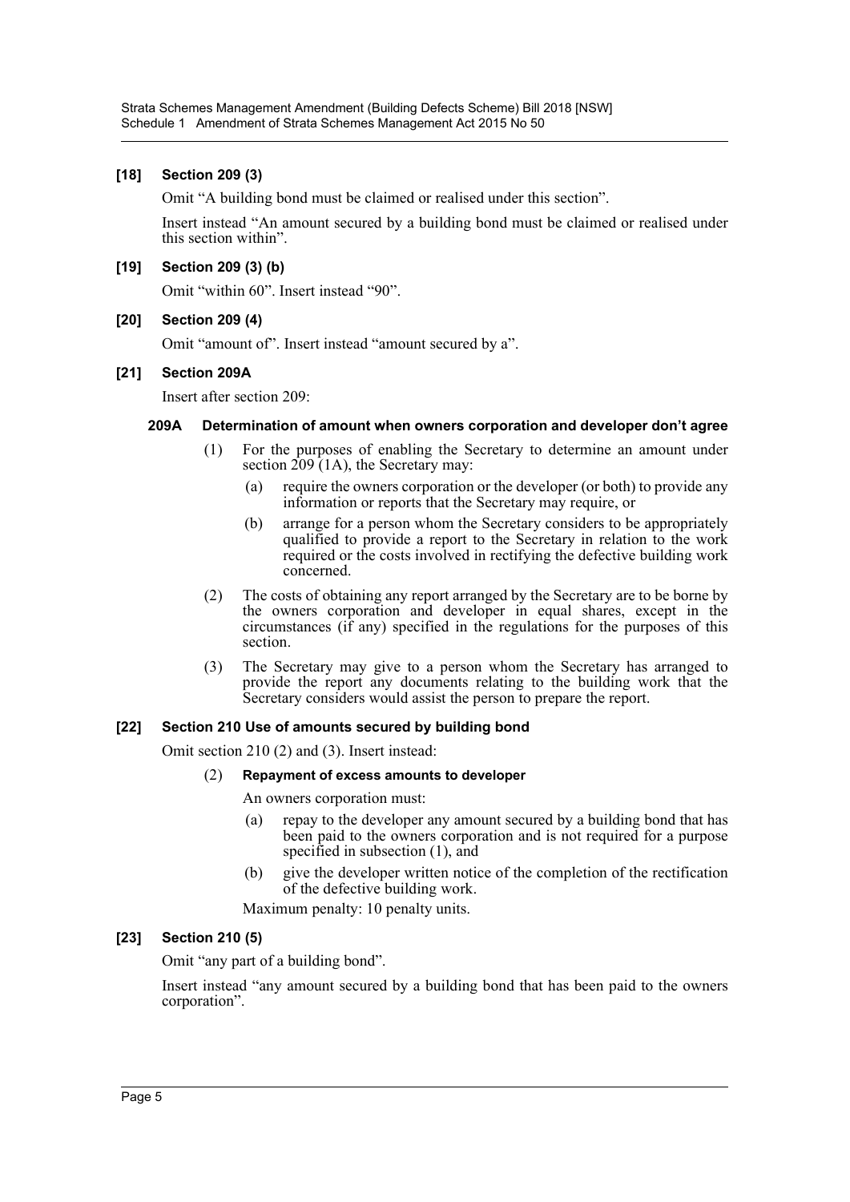### [18] Section 209 (3)

Omit "A building bond must be claimed or realised under this section".

Insert instead "An amount secured by a building bond must be claimed or realised under this section within".

### [19] Section 209 (3) (b)

Omit "within 60". Insert instead "90".

### [20] Section 209 (4)

Omit "amount of". Insert instead "amount secured by a".

### [21] Section 209A

Insert after section 209:

#### 209A Determination of amount when owners corporation and developer don't agree

(1) For the purposes of enabling the Secretary to determine an amount under section 209 (1A), the Secretary may:

- (a) require the owners corporation or the developer (or both) to provide any information or reports that the Secretary may require, or
- (b) arrange for a person whom the Secretary considers to be appropriately qualified to provide a report to the Secretary in relation to the work required or the costs involved in rectifying the defective building work concerned.

(2) The costs of obtaining any report arranged by the Secretary are to be borne by the owners corporation and developer in equal shares, except in the circumstances (if any) specified in the regulations for the purposes of this section.

(3) The Secretary may give to a person whom the Secretary has arranged to provide the report any documents relating to the building work that the Secretary considers would assist the person to prepare the report.

### [22] Section 210 Use of amounts secured by building bond

Omit section 210 (2) and (3). Insert instead:

(2) **Repayment of excess amounts to developer**

An owners corporation must:

- (a) repay to the developer any amount secured by a building bond that has been paid to the owners corporation and is not required for a purpose specified in subsection (1), and
- (b) give the developer written notice of the completion of the rectification of the defective building work.

Maximum penalty: 10 penalty units.

### [23] Section 210 (5)

Omit "any part of a building bond".

Insert instead "any amount secured by a building bond that has been paid to the owners corporation".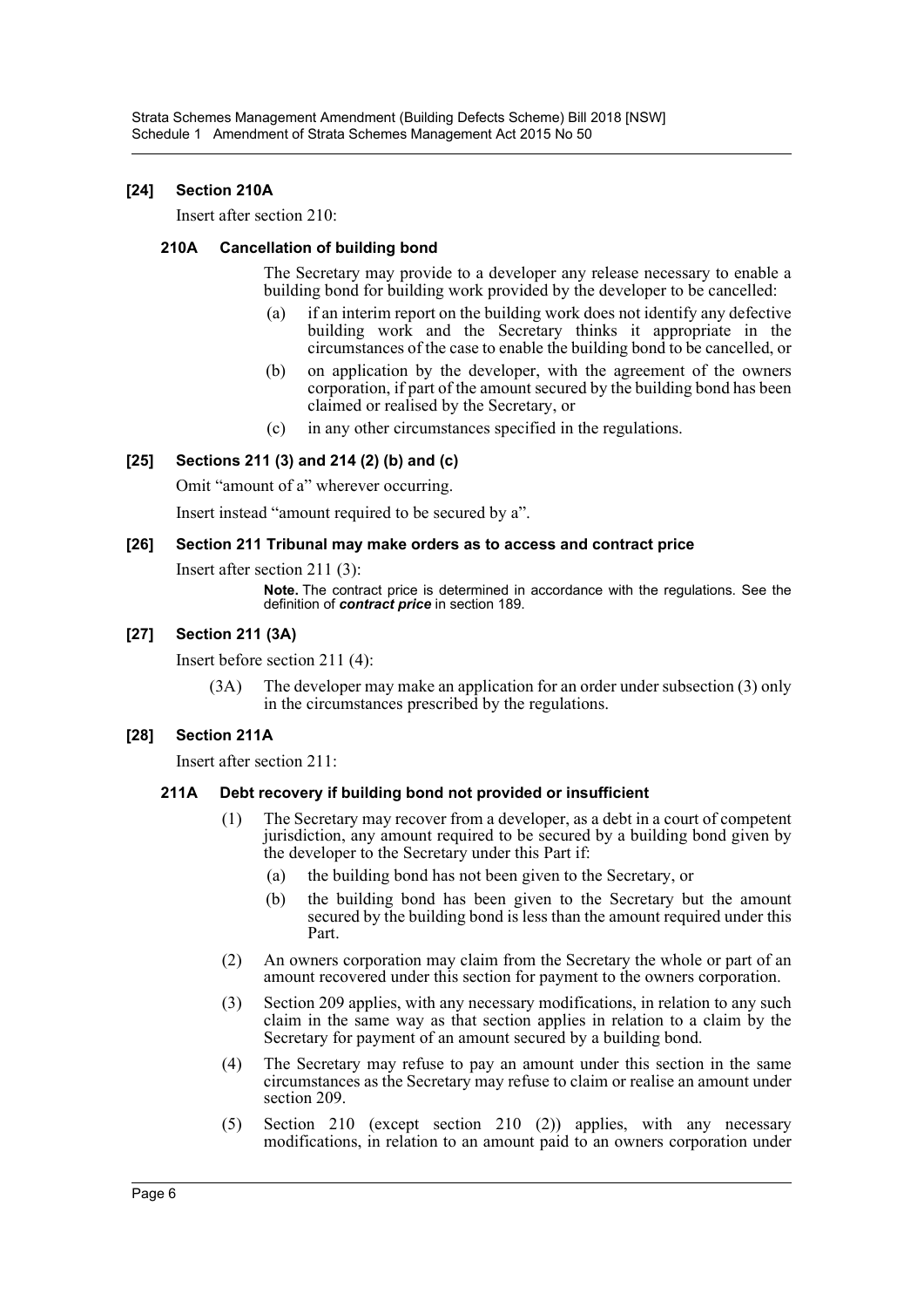### [24] Section 210A

Insert after section 210:

#### 210A Cancellation of building bond

The Secretary may provide to a developer any release necessary to enable a building bond for building work provided by the developer to be cancelled:

(a) if an interim report on the building work does not identify any defective building work and the Secretary thinks it appropriate in the circumstances of the case to enable the building bond to be cancelled, or

(b) on application by the developer, with the agreement of the owners corporation, if part of the amount secured by the building bond has been claimed or realised by the Secretary, or

(c) in any other circumstances specified in the regulations.

### [25] Sections 211 (3) and 214 (2) (b) and (c)

Omit "amount of a" wherever occurring.

Insert instead "amount required to be secured by a".

### [26] Section 211 Tribunal may make orders as to access and contract price

Insert after section 211 (3):

**Note.** The contract price is determined in accordance with the regulations. See the definition of ***contract price*** in section 189.

### [27] Section 211 (3A)

Insert before section 211 (4):

(3A) The developer may make an application for an order under subsection (3) only in the circumstances prescribed by the regulations.

### [28] Section 211A

Insert after section 211:

#### 211A Debt recovery if building bond not provided or insufficient

(1) The Secretary may recover from a developer, as a debt in a court of competent jurisdiction, any amount required to be secured by a building bond given by the developer to the Secretary under this Part if:

(a) the building bond has not been given to the Secretary, or

(b) the building bond has been given to the Secretary but the amount secured by the building bond is less than the amount required under this Part.

(2) An owners corporation may claim from the Secretary the whole or part of an amount recovered under this section for payment to the owners corporation.

(3) Section 209 applies, with any necessary modifications, in relation to any such claim in the same way as that section applies in relation to a claim by the Secretary for payment of an amount secured by a building bond.

(4) The Secretary may refuse to pay an amount under this section in the same circumstances as the Secretary may refuse to claim or realise an amount under section 209.

(5) Section 210 (except section 210 (2)) applies, with any necessary modifications, in relation to an amount paid to an owners corporation under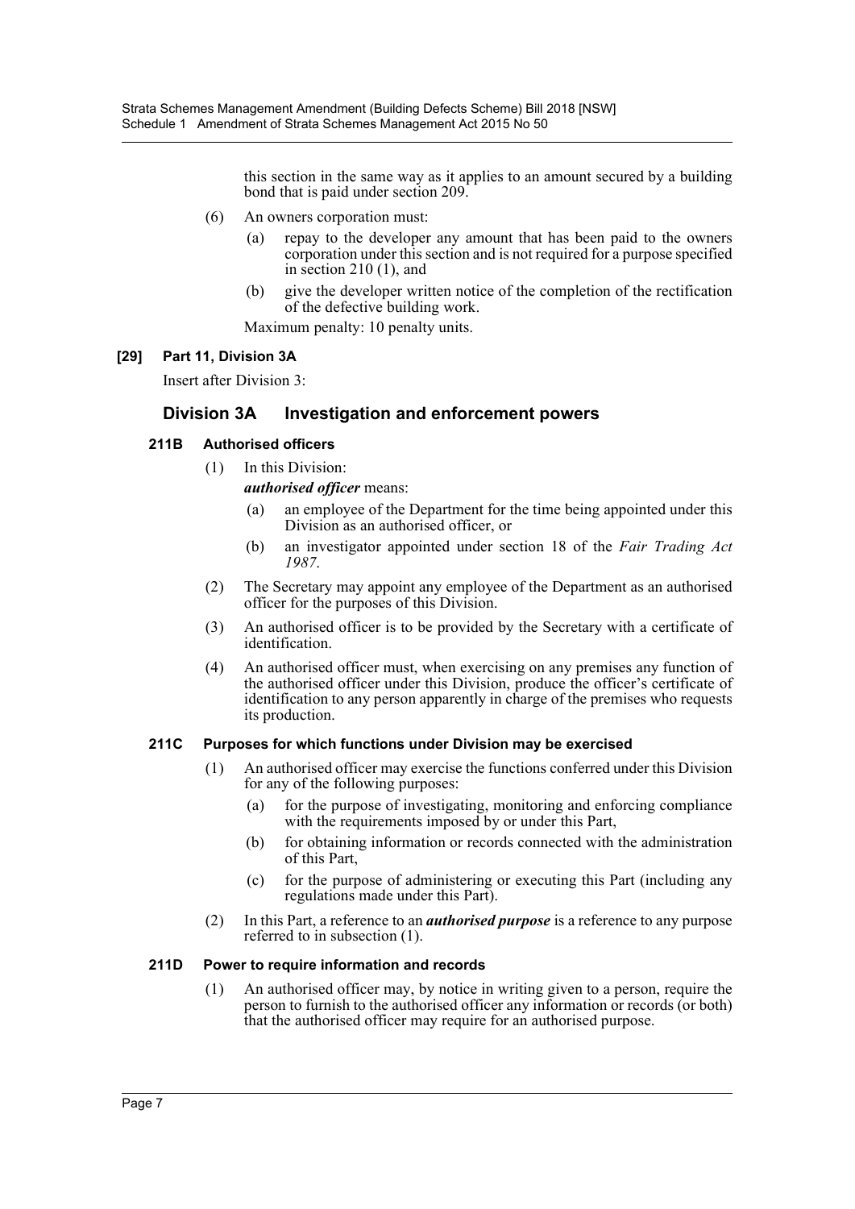this section in the same way as it applies to an amount secured by a building bond that is paid under section 209.

(6) An owners corporation must:

(a) repay to the developer any amount that has been paid to the owners corporation under this section and is not required for a purpose specified in section 210 (1), and

(b) give the developer written notice of the completion of the rectification of the defective building work.

Maximum penalty: 10 penalty units.

**[29] Part 11, Division 3A**

Insert after Division 3:

## Division 3A Investigation and enforcement powers

### 211B Authorised officers

(1) In this Division:

***authorised officer*** means:

(a) an employee of the Department for the time being appointed under this Division as an authorised officer, or

(b) an investigator appointed under section 18 of the *Fair Trading Act 1987*.

(2) The Secretary may appoint any employee of the Department as an authorised officer for the purposes of this Division.

(3) An authorised officer is to be provided by the Secretary with a certificate of identification.

(4) An authorised officer must, when exercising on any premises any function of the authorised officer under this Division, produce the officer's certificate of identification to any person apparently in charge of the premises who requests its production.

### 211C Purposes for which functions under Division may be exercised

(1) An authorised officer may exercise the functions conferred under this Division for any of the following purposes:

(a) for the purpose of investigating, monitoring and enforcing compliance with the requirements imposed by or under this Part,

(b) for obtaining information or records connected with the administration of this Part,

(c) for the purpose of administering or executing this Part (including any regulations made under this Part).

(2) In this Part, a reference to an ***authorised purpose*** is a reference to any purpose referred to in subsection (1).

### 211D Power to require information and records

(1) An authorised officer may, by notice in writing given to a person, require the person to furnish to the authorised officer any information or records (or both) that the authorised officer may require for an authorised purpose.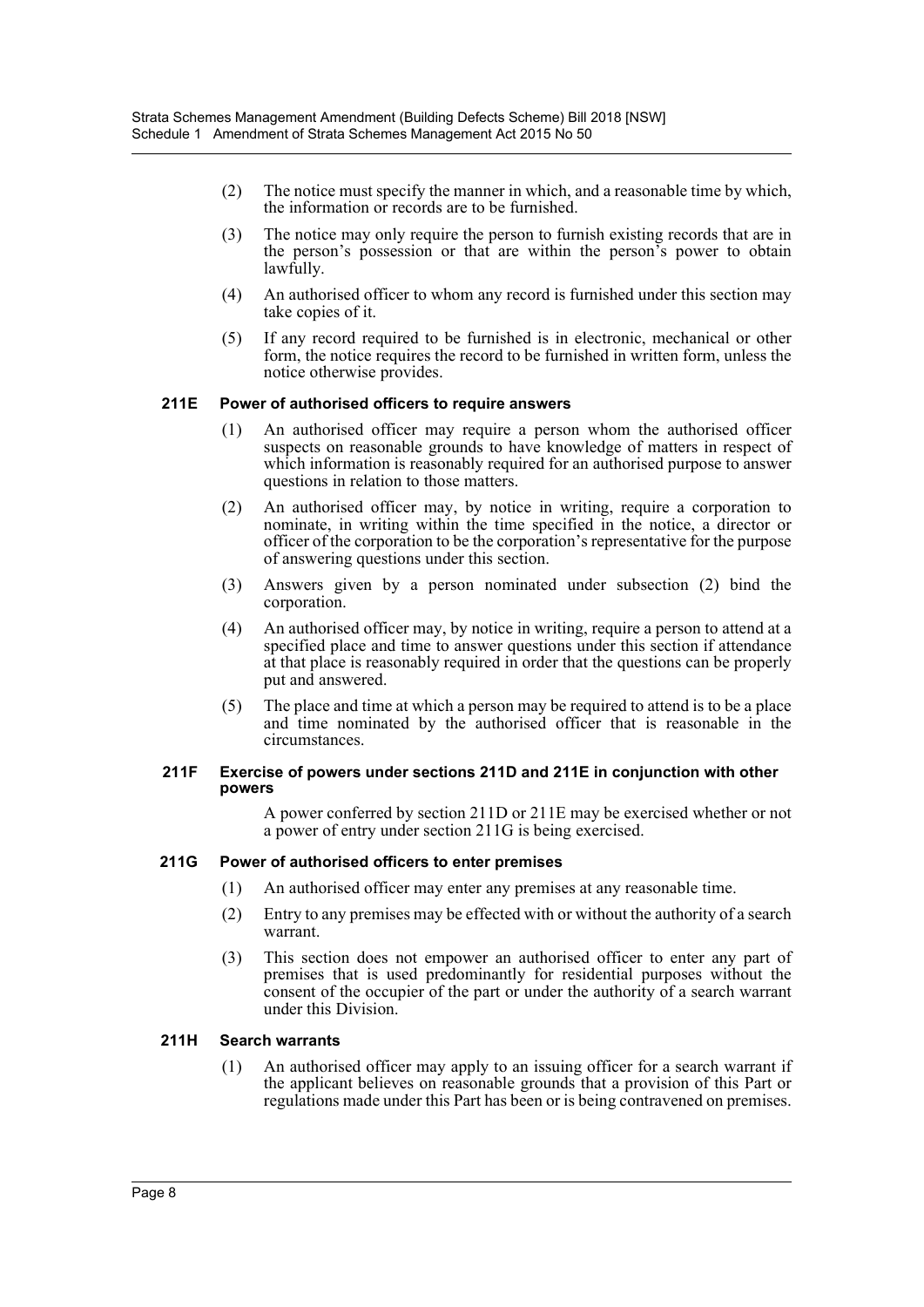(2) The notice must specify the manner in which, and a reasonable time by which, the information or records are to be furnished.

(3) The notice may only require the person to furnish existing records that are in the person's possession or that are within the person's power to obtain lawfully.

(4) An authorised officer to whom any record is furnished under this section may take copies of it.

(5) If any record required to be furnished is in electronic, mechanical or other form, the notice requires the record to be furnished in written form, unless the notice otherwise provides.

#### 211E Power of authorised officers to require answers

(1) An authorised officer may require a person whom the authorised officer suspects on reasonable grounds to have knowledge of matters in respect of which information is reasonably required for an authorised purpose to answer questions in relation to those matters.

(2) An authorised officer may, by notice in writing, require a corporation to nominate, in writing within the time specified in the notice, a director or officer of the corporation to be the corporation's representative for the purpose of answering questions under this section.

(3) Answers given by a person nominated under subsection (2) bind the corporation.

(4) An authorised officer may, by notice in writing, require a person to attend at a specified place and time to answer questions under this section if attendance at that place is reasonably required in order that the questions can be properly put and answered.

(5) The place and time at which a person may be required to attend is to be a place and time nominated by the authorised officer that is reasonable in the circumstances.

#### 211F Exercise of powers under sections 211D and 211E in conjunction with other powers

A power conferred by section 211D or 211E may be exercised whether or not a power of entry under section 211G is being exercised.

#### 211G Power of authorised officers to enter premises

(1) An authorised officer may enter any premises at any reasonable time.

(2) Entry to any premises may be effected with or without the authority of a search warrant.

(3) This section does not empower an authorised officer to enter any part of premises that is used predominantly for residential purposes without the consent of the occupier of the part or under the authority of a search warrant under this Division.

#### 211H Search warrants

(1) An authorised officer may apply to an issuing officer for a search warrant if the applicant believes on reasonable grounds that a provision of this Part or regulations made under this Part has been or is being contravened on premises.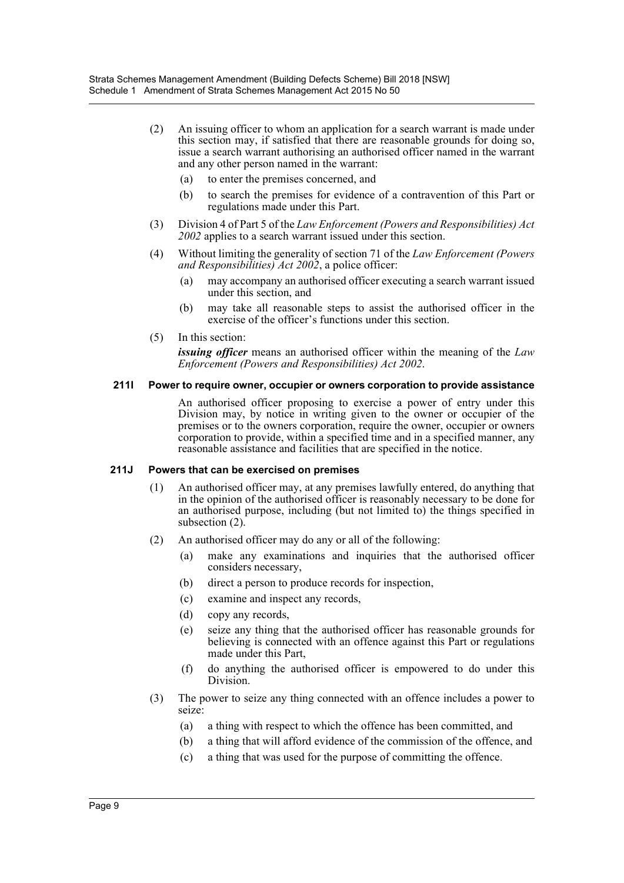(2) An issuing officer to whom an application for a search warrant is made under this section may, if satisfied that there are reasonable grounds for doing so, issue a search warrant authorising an authorised officer named in the warrant and any other person named in the warrant:

- (a) to enter the premises concerned, and
- (b) to search the premises for evidence of a contravention of this Part or regulations made under this Part.

(3) Division 4 of Part 5 of the *Law Enforcement (Powers and Responsibilities) Act 2002* applies to a search warrant issued under this section.

(4) Without limiting the generality of section 71 of the *Law Enforcement (Powers and Responsibilities) Act 2002*, a police officer:

- (a) may accompany an authorised officer executing a search warrant issued under this section, and
- (b) may take all reasonable steps to assist the authorised officer in the exercise of the officer's functions under this section.

(5) In this section:

***issuing officer*** means an authorised officer within the meaning of the *Law Enforcement (Powers and Responsibilities) Act 2002*.

#### 211I Power to require owner, occupier or owners corporation to provide assistance

An authorised officer proposing to exercise a power of entry under this Division may, by notice in writing given to the owner or occupier of the premises or to the owners corporation, require the owner, occupier or owners corporation to provide, within a specified time and in a specified manner, any reasonable assistance and facilities that are specified in the notice.

#### 211J Powers that can be exercised on premises

(1) An authorised officer may, at any premises lawfully entered, do anything that in the opinion of the authorised officer is reasonably necessary to be done for an authorised purpose, including (but not limited to) the things specified in subsection (2).

(2) An authorised officer may do any or all of the following:

- (a) make any examinations and inquiries that the authorised officer considers necessary,
- (b) direct a person to produce records for inspection,
- (c) examine and inspect any records,
- (d) copy any records,
- (e) seize any thing that the authorised officer has reasonable grounds for believing is connected with an offence against this Part or regulations made under this Part,
- (f) do anything the authorised officer is empowered to do under this Division.

(3) The power to seize any thing connected with an offence includes a power to seize:

- (a) a thing with respect to which the offence has been committed, and
- (b) a thing that will afford evidence of the commission of the offence, and
- (c) a thing that was used for the purpose of committing the offence.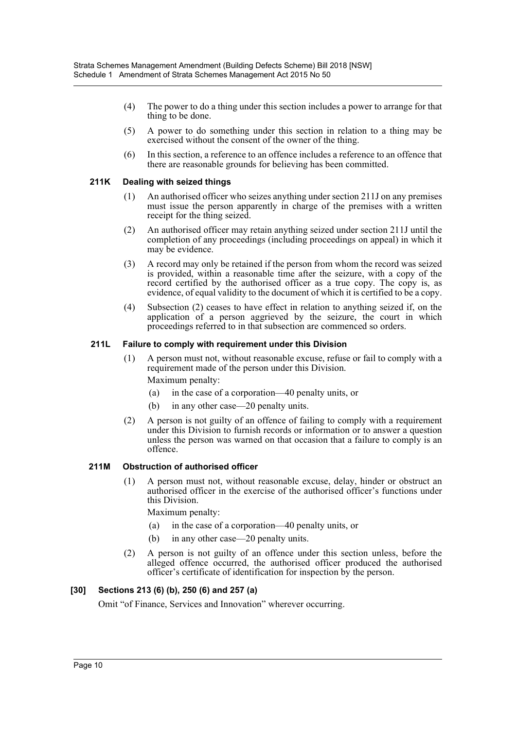(4) The power to do a thing under this section includes a power to arrange for that thing to be done.

(5) A power to do something under this section in relation to a thing may be exercised without the consent of the owner of the thing.

(6) In this section, a reference to an offence includes a reference to an offence that there are reasonable grounds for believing has been committed.

#### 211K Dealing with seized things

(1) An authorised officer who seizes anything under section 211J on any premises must issue the person apparently in charge of the premises with a written receipt for the thing seized.

(2) An authorised officer may retain anything seized under section 211J until the completion of any proceedings (including proceedings on appeal) in which it may be evidence.

(3) A record may only be retained if the person from whom the record was seized is provided, within a reasonable time after the seizure, with a copy of the record certified by the authorised officer as a true copy. The copy is, as evidence, of equal validity to the document of which it is certified to be a copy.

(4) Subsection (2) ceases to have effect in relation to anything seized if, on the application of a person aggrieved by the seizure, the court in which proceedings referred to in that subsection are commenced so orders.

#### 211L Failure to comply with requirement under this Division

(1) A person must not, without reasonable excuse, refuse or fail to comply with a requirement made of the person under this Division.

Maximum penalty:

(a) in the case of a corporation—40 penalty units, or

(b) in any other case—20 penalty units.

(2) A person is not guilty of an offence of failing to comply with a requirement under this Division to furnish records or information or to answer a question unless the person was warned on that occasion that a failure to comply is an offence.

#### 211M Obstruction of authorised officer

(1) A person must not, without reasonable excuse, delay, hinder or obstruct an authorised officer in the exercise of the authorised officer's functions under this Division.

Maximum penalty:

(a) in the case of a corporation—40 penalty units, or

(b) in any other case—20 penalty units.

(2) A person is not guilty of an offence under this section unless, before the alleged offence occurred, the authorised officer produced the authorised officer's certificate of identification for inspection by the person.

### [30] Sections 213 (6) (b), 250 (6) and 257 (a)

Omit "of Finance, Services and Innovation" wherever occurring.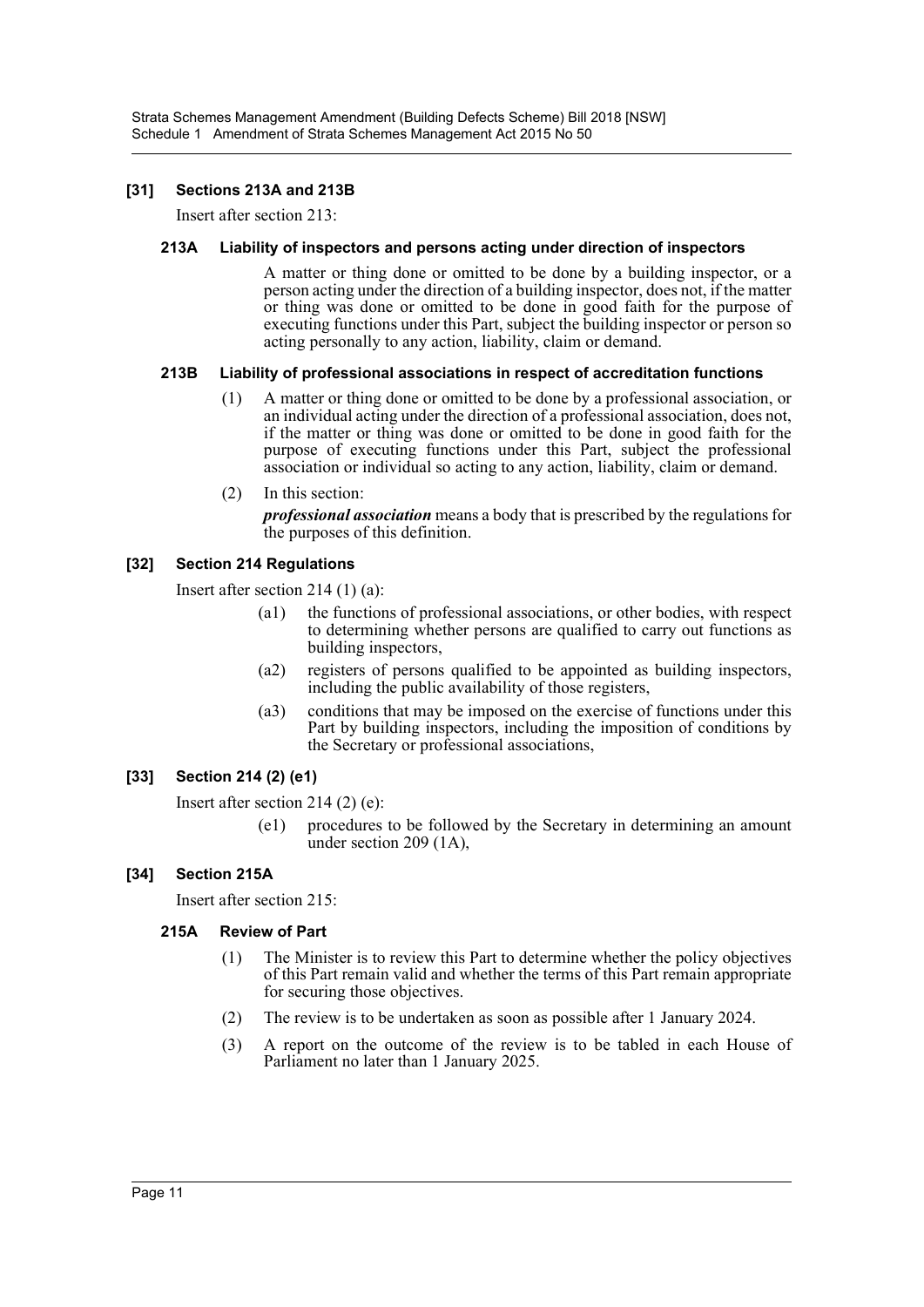### [31] Sections 213A and 213B

Insert after section 213:

#### 213A Liability of inspectors and persons acting under direction of inspectors

A matter or thing done or omitted to be done by a building inspector, or a person acting under the direction of a building inspector, does not, if the matter or thing was done or omitted to be done in good faith for the purpose of executing functions under this Part, subject the building inspector or person so acting personally to any action, liability, claim or demand.

#### 213B Liability of professional associations in respect of accreditation functions

(1) A matter or thing done or omitted to be done by a professional association, or an individual acting under the direction of a professional association, does not, if the matter or thing was done or omitted to be done in good faith for the purpose of executing functions under this Part, subject the professional association or individual so acting to any action, liability, claim or demand.

(2) In this section:

***professional association*** means a body that is prescribed by the regulations for the purposes of this definition.

### [32] Section 214 Regulations

Insert after section 214 (1) (a):

(a1) the functions of professional associations, or other bodies, with respect to determining whether persons are qualified to carry out functions as building inspectors,

(a2) registers of persons qualified to be appointed as building inspectors, including the public availability of those registers,

(a3) conditions that may be imposed on the exercise of functions under this Part by building inspectors, including the imposition of conditions by the Secretary or professional associations,

### [33] Section 214 (2) (e1)

Insert after section 214 (2) (e):

(e1) procedures to be followed by the Secretary in determining an amount under section 209 (1A),

### [34] Section 215A

Insert after section 215:

#### 215A Review of Part

(1) The Minister is to review this Part to determine whether the policy objectives of this Part remain valid and whether the terms of this Part remain appropriate for securing those objectives.

(2) The review is to be undertaken as soon as possible after 1 January 2024.

(3) A report on the outcome of the review is to be tabled in each House of Parliament no later than 1 January 2025.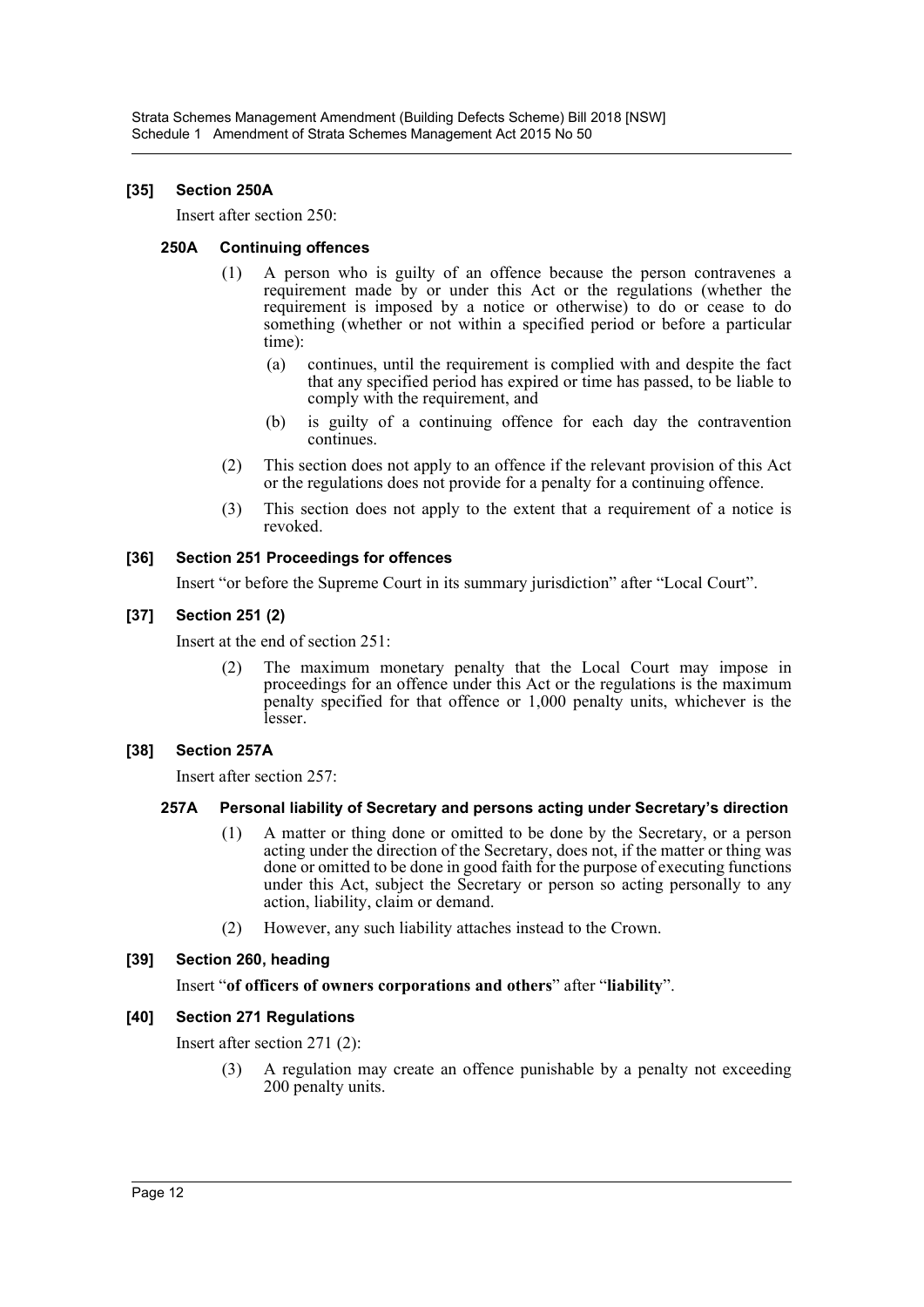### [35] Section 250A

Insert after section 250:

#### 250A Continuing offences

(1) A person who is guilty of an offence because the person contravenes a requirement made by or under this Act or the regulations (whether the requirement is imposed by a notice or otherwise) to do or cease to do something (whether or not within a specified period or before a particular time):

(a) continues, until the requirement is complied with and despite the fact that any specified period has expired or time has passed, to be liable to comply with the requirement, and

(b) is guilty of a continuing offence for each day the contravention continues.

(2) This section does not apply to an offence if the relevant provision of this Act or the regulations does not provide for a penalty for a continuing offence.

(3) This section does not apply to the extent that a requirement of a notice is revoked.

### [36] Section 251 Proceedings for offences

Insert "or before the Supreme Court in its summary jurisdiction" after "Local Court".

### [37] Section 251 (2)

Insert at the end of section 251:

(2) The maximum monetary penalty that the Local Court may impose in proceedings for an offence under this Act or the regulations is the maximum penalty specified for that offence or 1,000 penalty units, whichever is the lesser.

### [38] Section 257A

Insert after section 257:

#### 257A Personal liability of Secretary and persons acting under Secretary's direction

(1) A matter or thing done or omitted to be done by the Secretary, or a person acting under the direction of the Secretary, does not, if the matter or thing was done or omitted to be done in good faith for the purpose of executing functions under this Act, subject the Secretary or person so acting personally to any action, liability, claim or demand.

(2) However, any such liability attaches instead to the Crown.

### [39] Section 260, heading

Insert "**of officers of owners corporations and others**" after "**liability**".

### [40] Section 271 Regulations

Insert after section 271 (2):

(3) A regulation may create an offence punishable by a penalty not exceeding 200 penalty units.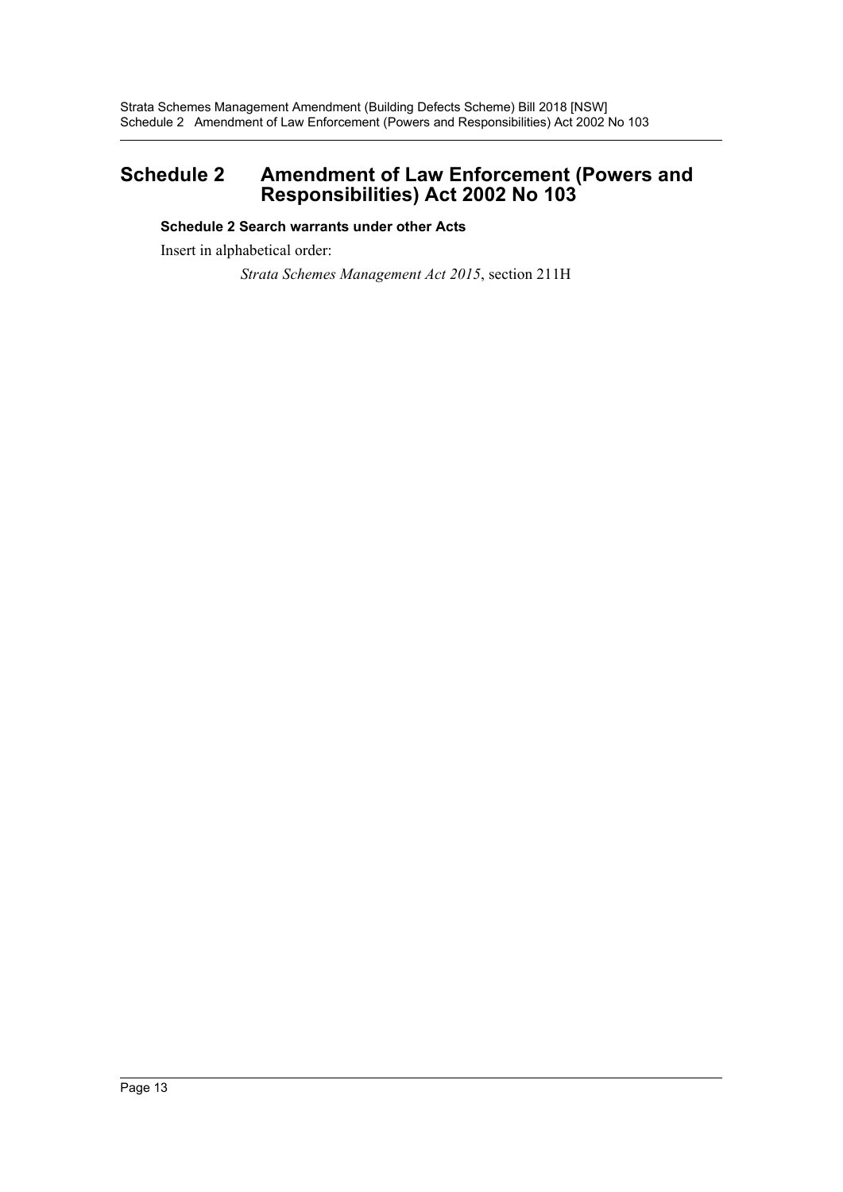# Schedule 2 Amendment of Law Enforcement (Powers and Responsibilities) Act 2002 No 103

**Schedule 2 Search warrants under other Acts**

Insert in alphabetical order:

*Strata Schemes Management Act 2015*, section 211H